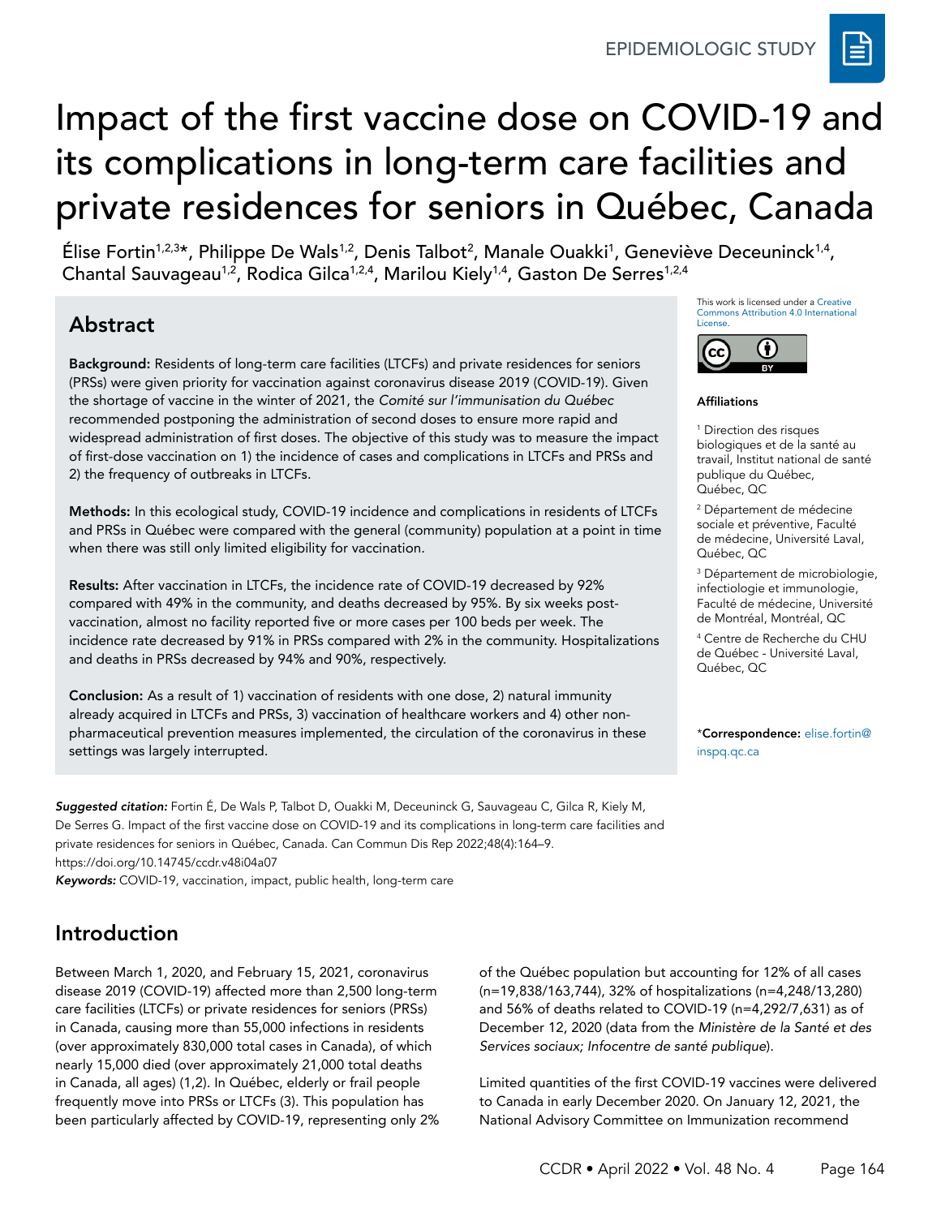EPIDEMIOLOGIC STUDY

# Impact of the first vaccine dose on COVID-19 and its complications in long-term care facilities and private residences for seniors in Québec, Canada

Élise Fortin[1,2,3]*, Philippe De Wals[1,2], Denis Talbot[2], Manale Ouakki[1], Geneviève Deceuninck[1,4], Chantal Sauvageau[1,2], Rodica Gilca[1,2,4], Marilou Kiely[1,4], Gaston De Serres[1,2,4]

## Abstract

**Background:** Residents of long-term care facilities (LTCFs) and private residences for seniors (PRSs) were given priority for vaccination against coronavirus disease 2019 (COVID-19). Given the shortage of vaccine in the winter of 2021, the *Comité sur l'immunisation du Québec* recommended postponing the administration of second doses to ensure more rapid and widespread administration of first doses. The objective of this study was to measure the impact of first-dose vaccination on 1) the incidence of cases and complications in LTCFs and PRSs and 2) the frequency of outbreaks in LTCFs.

**Methods:** In this ecological study, COVID-19 incidence and complications in residents of LTCFs and PRSs in Québec were compared with the general (community) population at a point in time when there was still only limited eligibility for vaccination.

**Results:** After vaccination in LTCFs, the incidence rate of COVID-19 decreased by 92% compared with 49% in the community, and deaths decreased by 95%. By six weeks post-vaccination, almost no facility reported five or more cases per 100 beds per week. The incidence rate decreased by 91% in PRSs compared with 2% in the community. Hospitalizations and deaths in PRSs decreased by 94% and 90%, respectively.

**Conclusion:** As a result of 1) vaccination of residents with one dose, 2) natural immunity already acquired in LTCFs and PRSs, 3) vaccination of healthcare workers and 4) other non-pharmaceutical prevention measures implemented, the circulation of the coronavirus in these settings was largely interrupted.

This work is licensed under a Creative Commons Attribution 4.0 International License.

**Affiliations**

[1] Direction des risques biologiques et de la santé au travail, Institut national de santé publique du Québec, Québec, QC

[2] Département de médecine sociale et préventive, Faculté de médecine, Université Laval, Québec, QC

[3] Département de microbiologie, infectiologie et immunologie, Faculté de médecine, Université de Montréal, Montréal, QC

[4] Centre de Recherche du CHU de Québec - Université Laval, Québec, QC

*__Correspondence:__ elise.fortin@inspq.qc.ca

***Suggested citation:*** Fortin É, De Wals P, Talbot D, Ouakki M, Deceuninck G, Sauvageau C, Gilca R, Kiely M, De Serres G. Impact of the first vaccine dose on COVID-19 and its complications in long-term care facilities and private residences for seniors in Québec, Canada. Can Commun Dis Rep 2022;48(4):164–9. https://doi.org/10.14745/ccdr.v48i04a07

***Keywords:*** COVID-19, vaccination, impact, public health, long-term care

## Introduction

Between March 1, 2020, and February 15, 2021, coronavirus disease 2019 (COVID-19) affected more than 2,500 long-term care facilities (LTCFs) or private residences for seniors (PRSs) in Canada, causing more than 55,000 infections in residents (over approximately 830,000 total cases in Canada), of which nearly 15,000 died (over approximately 21,000 total deaths in Canada, all ages) (1,2). In Québec, elderly or frail people frequently move into PRSs or LTCFs (3). This population has been particularly affected by COVID-19, representing only 2% of the Québec population but accounting for 12% of all cases (n=19,838/163,744), 32% of hospitalizations (n=4,248/13,280) and 56% of deaths related to COVID-19 (n=4,292/7,631) as of December 12, 2020 (data from the *Ministère de la Santé et des Services sociaux; Infocentre de santé publique*).

Limited quantities of the first COVID-19 vaccines were delivered to Canada in early December 2020. On January 12, 2021, the National Advisory Committee on Immunization recommend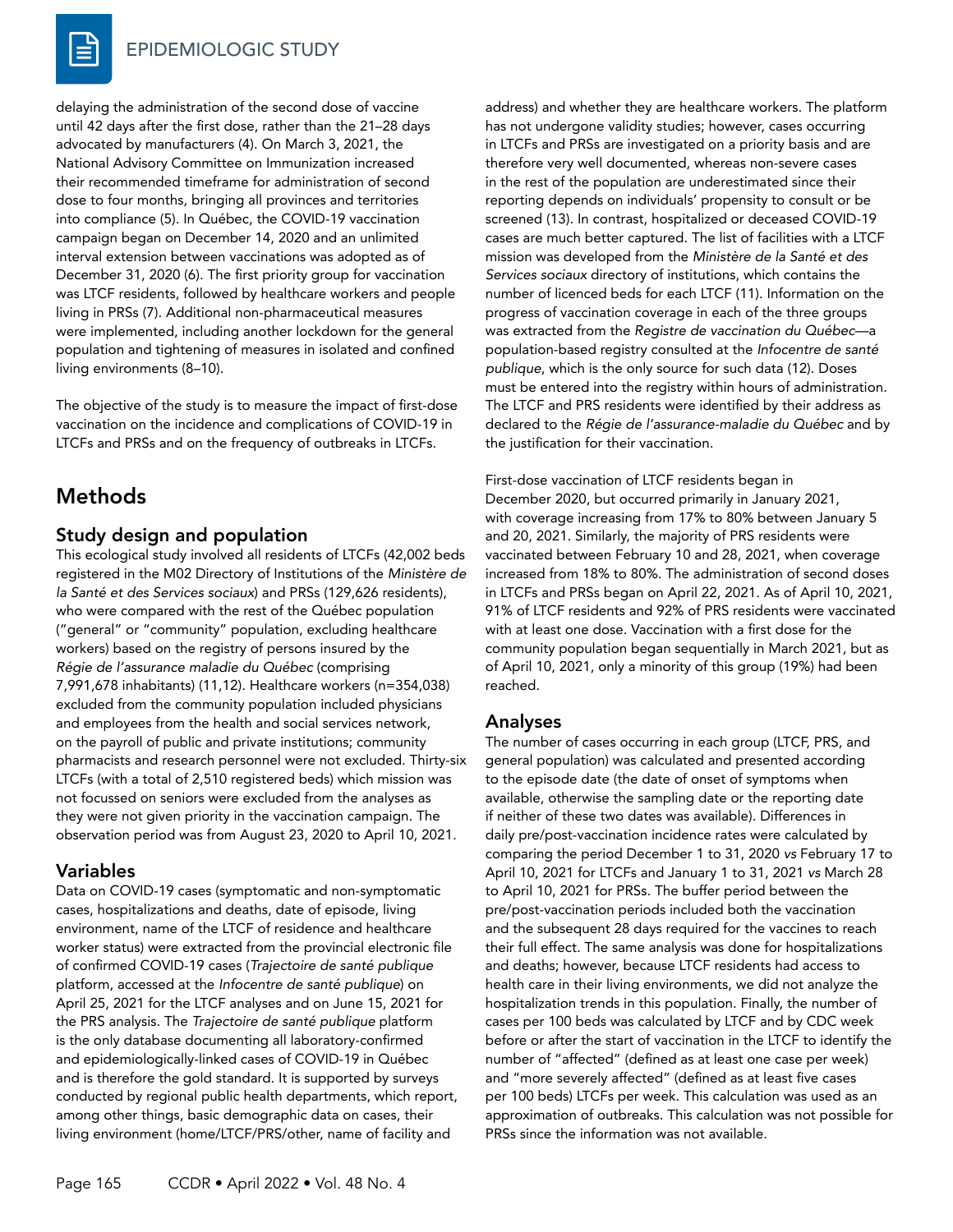delaying the administration of the second dose of vaccine until 42 days after the first dose, rather than the 21–28 days advocated by manufacturers (4). On March 3, 2021, the National Advisory Committee on Immunization increased their recommended timeframe for administration of second dose to four months, bringing all provinces and territories into compliance (5). In Québec, the COVID-19 vaccination campaign began on December 14, 2020 and an unlimited interval extension between vaccinations was adopted as of December 31, 2020 (6). The first priority group for vaccination was LTCF residents, followed by healthcare workers and people living in PRSs (7). Additional non-pharmaceutical measures were implemented, including another lockdown for the general population and tightening of measures in isolated and confined living environments (8–10).

The objective of the study is to measure the impact of first-dose vaccination on the incidence and complications of COVID-19 in LTCFs and PRSs and on the frequency of outbreaks in LTCFs.

## Methods

### Study design and population

This ecological study involved all residents of LTCFs (42,002 beds registered in the M02 Directory of Institutions of the *Ministère de la Santé et des Services sociaux*) and PRSs (129,626 residents), who were compared with the rest of the Québec population ("general" or "community" population, excluding healthcare workers) based on the registry of persons insured by the *Régie de l'assurance maladie du Québec* (comprising 7,991,678 inhabitants) (11,12). Healthcare workers (n=354,038) excluded from the community population included physicians and employees from the health and social services network, on the payroll of public and private institutions; community pharmacists and research personnel were not excluded. Thirty-six LTCFs (with a total of 2,510 registered beds) which mission was not focussed on seniors were excluded from the analyses as they were not given priority in the vaccination campaign. The observation period was from August 23, 2020 to April 10, 2021.

### Variables

Data on COVID-19 cases (symptomatic and non-symptomatic cases, hospitalizations and deaths, date of episode, living environment, name of the LTCF of residence and healthcare worker status) were extracted from the provincial electronic file of confirmed COVID-19 cases (*Trajectoire de santé publique* platform, accessed at the *Infocentre de santé publique*) on April 25, 2021 for the LTCF analyses and on June 15, 2021 for the PRS analysis. The *Trajectoire de santé publique* platform is the only database documenting all laboratory-confirmed and epidemiologically-linked cases of COVID-19 in Québec and is therefore the gold standard. It is supported by surveys conducted by regional public health departments, which report, among other things, basic demographic data on cases, their living environment (home/LTCF/PRS/other, name of facility and address) and whether they are healthcare workers. The platform has not undergone validity studies; however, cases occurring in LTCFs and PRSs are investigated on a priority basis and are therefore very well documented, whereas non-severe cases in the rest of the population are underestimated since their reporting depends on individuals' propensity to consult or be screened (13). In contrast, hospitalized or deceased COVID-19 cases are much better captured. The list of facilities with a LTCF mission was developed from the *Ministère de la Santé et des Services sociaux* directory of institutions, which contains the number of licenced beds for each LTCF (11). Information on the progress of vaccination coverage in each of the three groups was extracted from the *Registre de vaccination du Québec*—a population-based registry consulted at the *Infocentre de santé publique*, which is the only source for such data (12). Doses must be entered into the registry within hours of administration. The LTCF and PRS residents were identified by their address as declared to the *Régie de l'assurance-maladie du Québec* and by the justification for their vaccination.

First-dose vaccination of LTCF residents began in December 2020, but occurred primarily in January 2021, with coverage increasing from 17% to 80% between January 5 and 20, 2021. Similarly, the majority of PRS residents were vaccinated between February 10 and 28, 2021, when coverage increased from 18% to 80%. The administration of second doses in LTCFs and PRSs began on April 22, 2021. As of April 10, 2021, 91% of LTCF residents and 92% of PRS residents were vaccinated with at least one dose. Vaccination with a first dose for the community population began sequentially in March 2021, but as of April 10, 2021, only a minority of this group (19%) had been reached.

### Analyses

The number of cases occurring in each group (LTCF, PRS, and general population) was calculated and presented according to the episode date (the date of onset of symptoms when available, otherwise the sampling date or the reporting date if neither of these two dates was available). Differences in daily pre/post-vaccination incidence rates were calculated by comparing the period December 1 to 31, 2020 *vs* February 17 to April 10, 2021 for LTCFs and January 1 to 31, 2021 *vs* March 28 to April 10, 2021 for PRSs. The buffer period between the pre/post-vaccination periods included both the vaccination and the subsequent 28 days required for the vaccines to reach their full effect. The same analysis was done for hospitalizations and deaths; however, because LTCF residents had access to health care in their living environments, we did not analyze the hospitalization trends in this population. Finally, the number of cases per 100 beds was calculated by LTCF and by CDC week before or after the start of vaccination in the LTCF to identify the number of "affected" (defined as at least one case per week) and "more severely affected" (defined as at least five cases per 100 beds) LTCFs per week. This calculation was used as an approximation of outbreaks. This calculation was not possible for PRSs since the information was not available.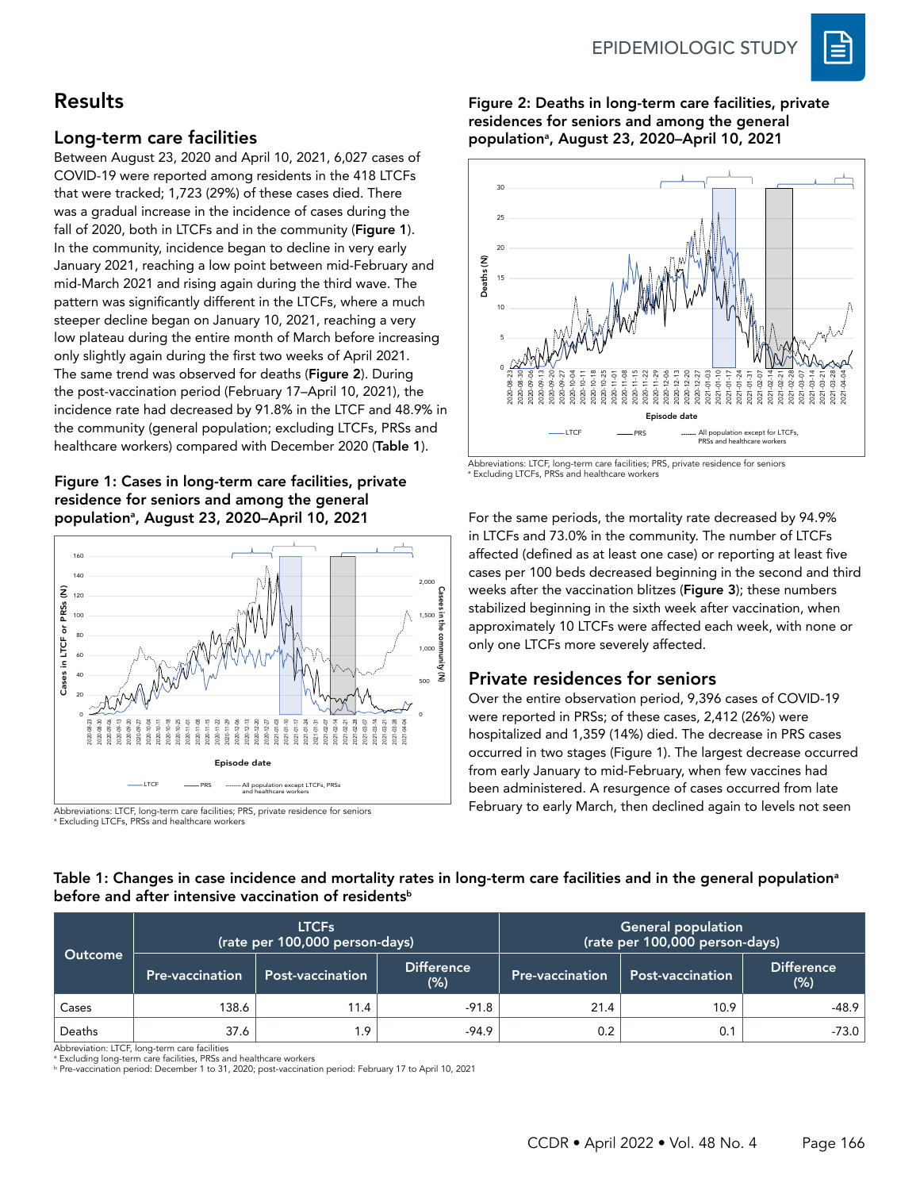## Results

### Long-term care facilities

Between August 23, 2020 and April 10, 2021, 6,027 cases of COVID-19 were reported among residents in the 418 LTCFs that were tracked; 1,723 (29%) of these cases died. There was a gradual increase in the incidence of cases during the fall of 2020, both in LTCFs and in the community (**Figure 1**). In the community, incidence began to decline in very early January 2021, reaching a low point between mid-February and mid-March 2021 and rising again during the third wave. The pattern was significantly different in the LTCFs, where a much steeper decline began on January 10, 2021, reaching a very low plateau during the entire month of March before increasing only slightly again during the first two weeks of April 2021. The same trend was observed for deaths (**Figure 2**). During the post-vaccination period (February 17–April 10, 2021), the incidence rate had decreased by 91.8% in the LTCF and 48.9% in the community (general population; excluding LTCFs, PRSs and healthcare workers) compared with December 2020 (**Table 1**).

**Figure 1: Cases in long-term care facilities, private residence for seniors and among the general population[a], August 23, 2020–April 10, 2021**

Abbreviations: LTCF, long-term care facilities; PRS, private residence for seniors
[a] Excluding LTCFs, PRSs and healthcare workers

**Figure 2: Deaths in long-term care facilities, private residences for seniors and among the general population[a], August 23, 2020–April 10, 2021**

Abbreviations: LTCF, long-term care facilities; PRS, private residence for seniors
[a] Excluding LTCFs, PRSs and healthcare workers

For the same periods, the mortality rate decreased by 94.9% in LTCFs and 73.0% in the community. The number of LTCFs affected (defined as at least one case) or reporting at least five cases per 100 beds decreased beginning in the second and third weeks after the vaccination blitzes (**Figure 3**); these numbers stabilized beginning in the sixth week after vaccination, when approximately 10 LTCFs were affected each week, with none or only one LTCFs more severely affected.

### Private residences for seniors

Over the entire observation period, 9,396 cases of COVID-19 were reported in PRSs; of these cases, 2,412 (26%) were hospitalized and 1,359 (14%) died. The decrease in PRS cases occurred in two stages (Figure 1). The largest decrease occurred from early January to mid-February, when few vaccines had been administered. A resurgence of cases occurred from late February to early March, then declined again to levels not seen

**Table 1: Changes in case incidence and mortality rates in long-term care facilities and in the general population[a] before and after intensive vaccination of residents[b]**

| Outcome | LTCFs (rate per 100,000 person-days) | | | General population (rate per 100,000 person-days) | | |
|---|---|---|---|---|---|---|
| | Pre-vaccination | Post-vaccination | Difference (%) | Pre-vaccination | Post-vaccination | Difference (%) |
| Cases | 138.6 | 11.4 | -91.8 | 21.4 | 10.9 | -48.9 |
| Deaths | 37.6 | 1.9 | -94.9 | 0.2 | 0.1 | -73.0 |

Abbreviation: LTCF, long-term care facilities
[a] Excluding long-term care facilities, PRSs and healthcare workers
[b] Pre-vaccination period: December 1 to 31, 2020; post-vaccination period: February 17 to April 10, 2021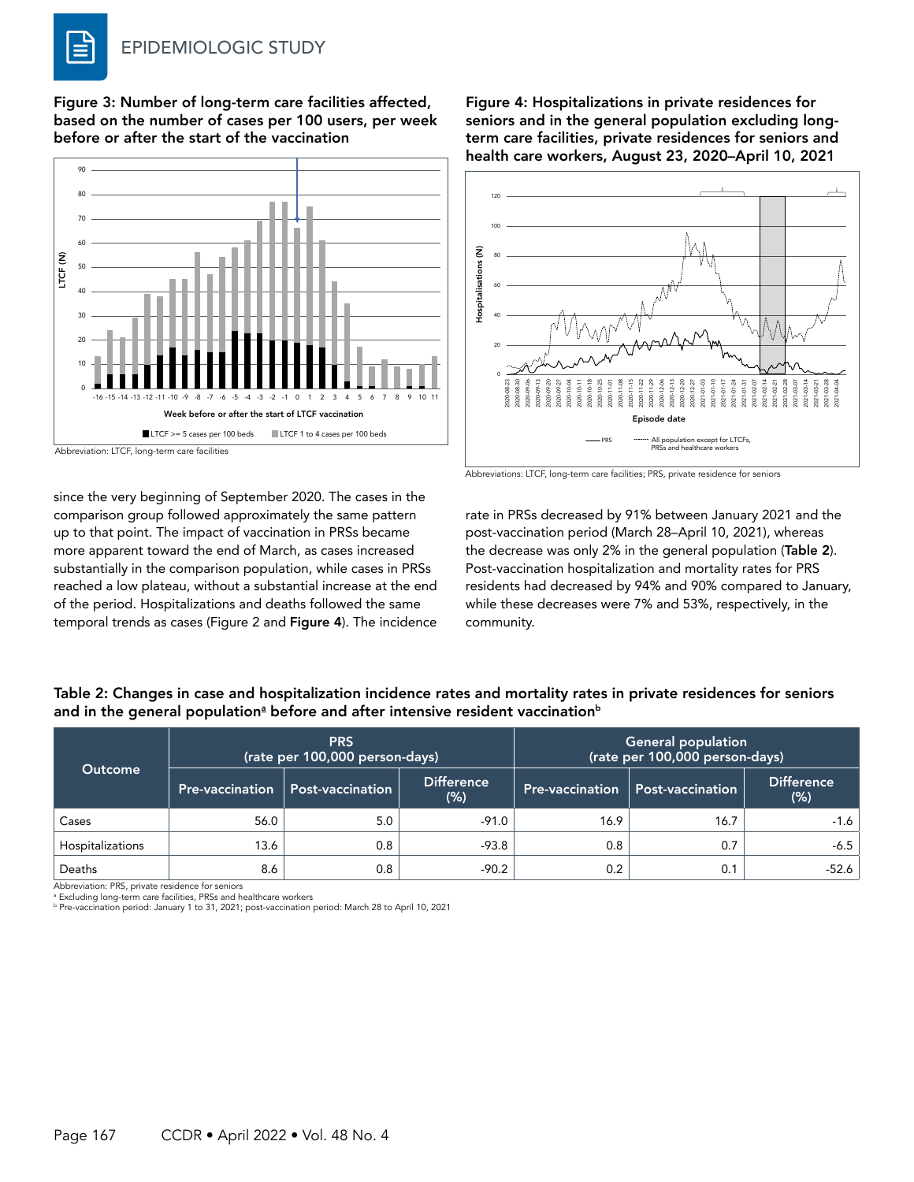**Figure 3: Number of long-term care facilities affected, based on the number of cases per 100 users, per week before or after the start of the vaccination**

Abbreviation: LTCF, long-term care facilities

**Figure 4: Hospitalizations in private residences for seniors and in the general population excluding long-term care facilities, private residences for seniors and health care workers, August 23, 2020–April 10, 2021**

Abbreviations: LTCF, long-term care facilities; PRS, private residence for seniors

since the very beginning of September 2020. The cases in the comparison group followed approximately the same pattern up to that point. The impact of vaccination in PRSs became more apparent toward the end of March, as cases increased substantially in the comparison population, while cases in PRSs reached a low plateau, without a substantial increase at the end of the period. Hospitalizations and deaths followed the same temporal trends as cases (Figure 2 and **Figure 4**). The incidence rate in PRSs decreased by 91% between January 2021 and the post-vaccination period (March 28–April 10, 2021), whereas the decrease was only 2% in the general population (**Table 2**). Post-vaccination hospitalization and mortality rates for PRS residents had decreased by 94% and 90% compared to January, while these decreases were 7% and 53%, respectively, in the community.

**Table 2: Changes in case and hospitalization incidence rates and mortality rates in private residences for seniors and in the general population[a] before and after intensive resident vaccination[b]**

| Outcome | PRS (rate per 100,000 person-days) | | | General population (rate per 100,000 person-days) | | |
|---|---|---|---|---|---|---|
| | Pre-vaccination | Post-vaccination | Difference (%) | Pre-vaccination | Post-vaccination | Difference (%) |
| Cases | 56.0 | 5.0 | -91.0 | 16.9 | 16.7 | -1.6 |
| Hospitalizations | 13.6 | 0.8 | -93.8 | 0.8 | 0.7 | -6.5 |
| Deaths | 8.6 | 0.8 | -90.2 | 0.2 | 0.1 | -52.6 |

Abbreviation: PRS, private residence for seniors
[a] Excluding long-term care facilities, PRSs and healthcare workers
[b] Pre-vaccination period: January 1 to 31, 2021; post-vaccination period: March 28 to April 10, 2021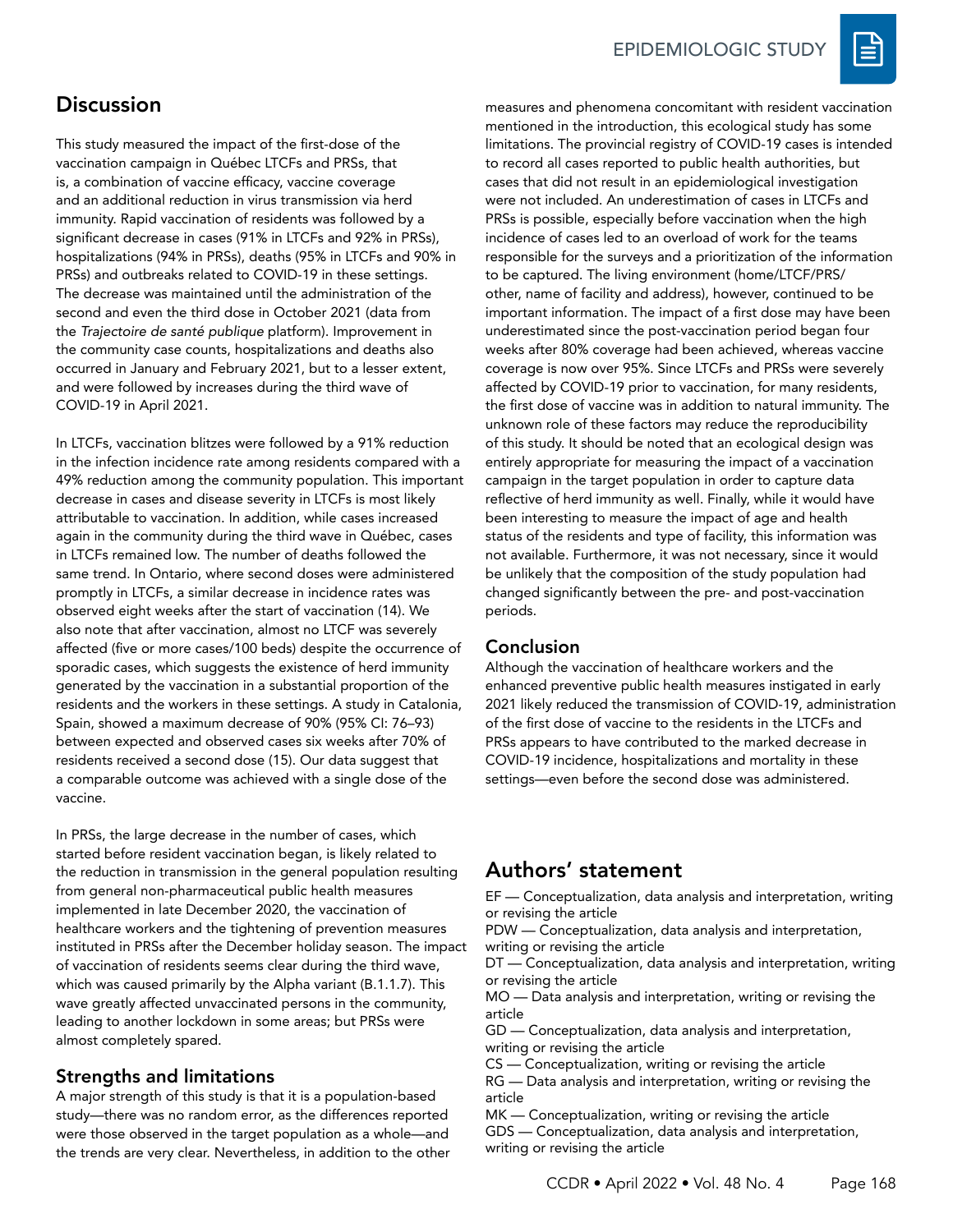## Discussion

This study measured the impact of the first-dose of the vaccination campaign in Québec LTCFs and PRSs, that is, a combination of vaccine efficacy, vaccine coverage and an additional reduction in virus transmission via herd immunity. Rapid vaccination of residents was followed by a significant decrease in cases (91% in LTCFs and 92% in PRSs), hospitalizations (94% in PRSs), deaths (95% in LTCFs and 90% in PRSs) and outbreaks related to COVID-19 in these settings. The decrease was maintained until the administration of the second and even the third dose in October 2021 (data from the *Trajectoire de santé publique* platform). Improvement in the community case counts, hospitalizations and deaths also occurred in January and February 2021, but to a lesser extent, and were followed by increases during the third wave of COVID-19 in April 2021.

In LTCFs, vaccination blitzes were followed by a 91% reduction in the infection incidence rate among residents compared with a 49% reduction among the community population. This important decrease in cases and disease severity in LTCFs is most likely attributable to vaccination. In addition, while cases increased again in the community during the third wave in Québec, cases in LTCFs remained low. The number of deaths followed the same trend. In Ontario, where second doses were administered promptly in LTCFs, a similar decrease in incidence rates was observed eight weeks after the start of vaccination (14). We also note that after vaccination, almost no LTCF was severely affected (five or more cases/100 beds) despite the occurrence of sporadic cases, which suggests the existence of herd immunity generated by the vaccination in a substantial proportion of the residents and the workers in these settings. A study in Catalonia, Spain, showed a maximum decrease of 90% (95% CI: 76–93) between expected and observed cases six weeks after 70% of residents received a second dose (15). Our data suggest that a comparable outcome was achieved with a single dose of the vaccine.

In PRSs, the large decrease in the number of cases, which started before resident vaccination began, is likely related to the reduction in transmission in the general population resulting from general non-pharmaceutical public health measures implemented in late December 2020, the vaccination of healthcare workers and the tightening of prevention measures instituted in PRSs after the December holiday season. The impact of vaccination of residents seems clear during the third wave, which was caused primarily by the Alpha variant (B.1.1.7). This wave greatly affected unvaccinated persons in the community, leading to another lockdown in some areas; but PRSs were almost completely spared.

### Strengths and limitations

A major strength of this study is that it is a population-based study—there was no random error, as the differences reported were those observed in the target population as a whole—and the trends are very clear. Nevertheless, in addition to the other measures and phenomena concomitant with resident vaccination mentioned in the introduction, this ecological study has some limitations. The provincial registry of COVID-19 cases is intended to record all cases reported to public health authorities, but cases that did not result in an epidemiological investigation were not included. An underestimation of cases in LTCFs and PRSs is possible, especially before vaccination when the high incidence of cases led to an overload of work for the teams responsible for the surveys and a prioritization of the information to be captured. The living environment (home/LTCF/PRS/other, name of facility and address), however, continued to be important information. The impact of a first dose may have been underestimated since the post-vaccination period began four weeks after 80% coverage had been achieved, whereas vaccine coverage is now over 95%. Since LTCFs and PRSs were severely affected by COVID-19 prior to vaccination, for many residents, the first dose of vaccine was in addition to natural immunity. The unknown role of these factors may reduce the reproducibility of this study. It should be noted that an ecological design was entirely appropriate for measuring the impact of a vaccination campaign in the target population in order to capture data reflective of herd immunity as well. Finally, while it would have been interesting to measure the impact of age and health status of the residents and type of facility, this information was not available. Furthermore, it was not necessary, since it would be unlikely that the composition of the study population had changed significantly between the pre- and post-vaccination periods.

### Conclusion

Although the vaccination of healthcare workers and the enhanced preventive public health measures instigated in early 2021 likely reduced the transmission of COVID-19, administration of the first dose of vaccine to the residents in the LTCFs and PRSs appears to have contributed to the marked decrease in COVID-19 incidence, hospitalizations and mortality in these settings—even before the second dose was administered.

## Authors' statement

EF — Conceptualization, data analysis and interpretation, writing or revising the article
PDW — Conceptualization, data analysis and interpretation, writing or revising the article
DT — Conceptualization, data analysis and interpretation, writing or revising the article
MO — Data analysis and interpretation, writing or revising the article
GD — Conceptualization, data analysis and interpretation, writing or revising the article
CS — Conceptualization, writing or revising the article
RG — Data analysis and interpretation, writing or revising the article
MK — Conceptualization, writing or revising the article
GDS — Conceptualization, data analysis and interpretation, writing or revising the article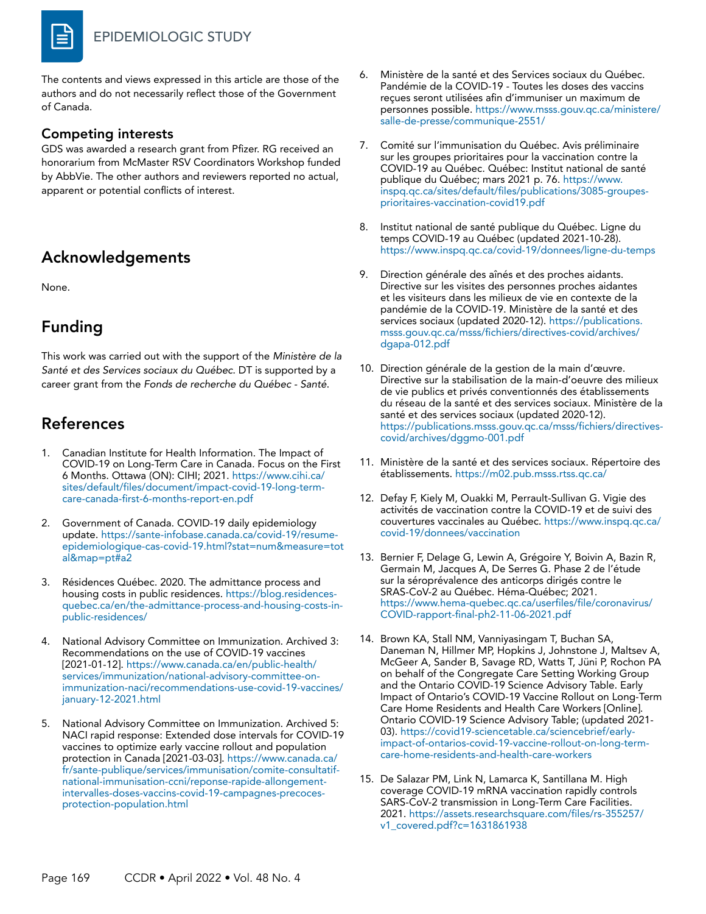The contents and views expressed in this article are those of the authors and do not necessarily reflect those of the Government of Canada.

### Competing interests

GDS was awarded a research grant from Pfizer. RG received an honorarium from McMaster RSV Coordinators Workshop funded by AbbVie. The other authors and reviewers reported no actual, apparent or potential conflicts of interest.

## Acknowledgements

None.

## Funding

This work was carried out with the support of the *Ministère de la Santé et des Services sociaux du Québec*. DT is supported by a career grant from the *Fonds de recherche du Québec - Santé*.

## References

1. Canadian Institute for Health Information. The Impact of COVID-19 on Long-Term Care in Canada. Focus on the First 6 Months. Ottawa (ON): CIHI; 2021. https://www.cihi.ca/sites/default/files/document/impact-covid-19-long-term-care-canada-first-6-months-report-en.pdf

2. Government of Canada. COVID-19 daily epidemiology update. https://sante-infobase.canada.ca/covid-19/resume-epidemiologique-cas-covid-19.html?stat=num&measure=total&map=pt#a2

3. Résidences Québec. 2020. The admittance process and housing costs in public residences. https://blog.residences-quebec.ca/en/the-admittance-process-and-housing-costs-in-public-residences/

4. National Advisory Committee on Immunization. Archived 3: Recommendations on the use of COVID-19 vaccines [2021-01-12]. https://www.canada.ca/en/public-health/services/immunization/national-advisory-committee-on-immunization-naci/recommendations-use-covid-19-vaccines/january-12-2021.html

5. National Advisory Committee on Immunization. Archived 5: NACI rapid response: Extended dose intervals for COVID-19 vaccines to optimize early vaccine rollout and population protection in Canada [2021-03-03]. https://www.canada.ca/fr/sante-publique/services/immunisation/comite-consultatif-national-immunisation-ccni/reponse-rapide-allongement-intervalles-doses-vaccins-covid-19-campagnes-precoces-protection-population.html

6. Ministère de la santé et des Services sociaux du Québec. Pandémie de la COVID-19 - Toutes les doses des vaccins reçues seront utilisées afin d'immuniser un maximum de personnes possible. https://www.msss.gouv.qc.ca/ministere/salle-de-presse/communique-2551/

7. Comité sur l'immunisation du Québec. Avis préliminaire sur les groupes prioritaires pour la vaccination contre la COVID-19 au Québec. Québec: Institut national de santé publique du Québec; mars 2021 p. 76. https://www.inspq.qc.ca/sites/default/files/publications/3085-groupes-prioritaires-vaccination-covid19.pdf

8. Institut national de santé publique du Québec. Ligne du temps COVID-19 au Québec (updated 2021-10-28). https://www.inspq.qc.ca/covid-19/donnees/ligne-du-temps

9. Direction générale des aînés et des proches aidants. Directive sur les visites des personnes proches aidantes et les visiteurs dans les milieux de vie en contexte de la pandémie de la COVID-19. Ministère de la santé et des services sociaux (updated 2020-12). https://publications.msss.gouv.qc.ca/msss/fichiers/directives-covid/archives/dgapa-012.pdf

10. Direction générale de la gestion de la main d'œuvre. Directive sur la stabilisation de la main-d'oeuvre des milieux de vie publics et privés conventionnés des établissements du réseau de la santé et des services sociaux. Ministère de la santé et des services sociaux (updated 2020-12). https://publications.msss.gouv.qc.ca/msss/fichiers/directives-covid/archives/dggmo-001.pdf

11. Ministère de la santé et des services sociaux. Répertoire des établissements. https://m02.pub.msss.rtss.qc.ca/

12. Defay F, Kiely M, Ouakki M, Perrault-Sullivan G. Vigie des activités de vaccination contre la COVID-19 et de suivi des couvertures vaccinales au Québec. https://www.inspq.qc.ca/covid-19/donnees/vaccination

13. Bernier F, Delage G, Lewin A, Grégoire Y, Boivin A, Bazin R, Germain M, Jacques A, De Serres G. Phase 2 de l'étude sur la séroprévalence des anticorps dirigés contre le SRAS-CoV-2 au Québec. Héma-Québec; 2021. https://www.hema-quebec.qc.ca/userfiles/file/coronavirus/COVID-rapport-final-ph2-11-06-2021.pdf

14. Brown KA, Stall NM, Vanniyasingam T, Buchan SA, Daneman N, Hillmer MP, Hopkins J, Johnstone J, Maltsev A, McGeer A, Sander B, Savage RD, Watts T, Jüni P, Rochon PA on behalf of the Congregate Care Setting Working Group and the Ontario COVID-19 Science Advisory Table. Early Impact of Ontario's COVID-19 Vaccine Rollout on Long-Term Care Home Residents and Health Care Workers [Online]. Ontario COVID-19 Science Advisory Table; (updated 2021-03). https://covid19-sciencetable.ca/sciencebrief/early-impact-of-ontarios-covid-19-vaccine-rollout-on-long-term-care-home-residents-and-health-care-workers

15. De Salazar PM, Link N, Lamarca K, Santillana M. High coverage COVID-19 mRNA vaccination rapidly controls SARS-CoV-2 transmission in Long-Term Care Facilities. 2021. https://assets.researchsquare.com/files/rs-355257/v1_covered.pdf?c=1631861938